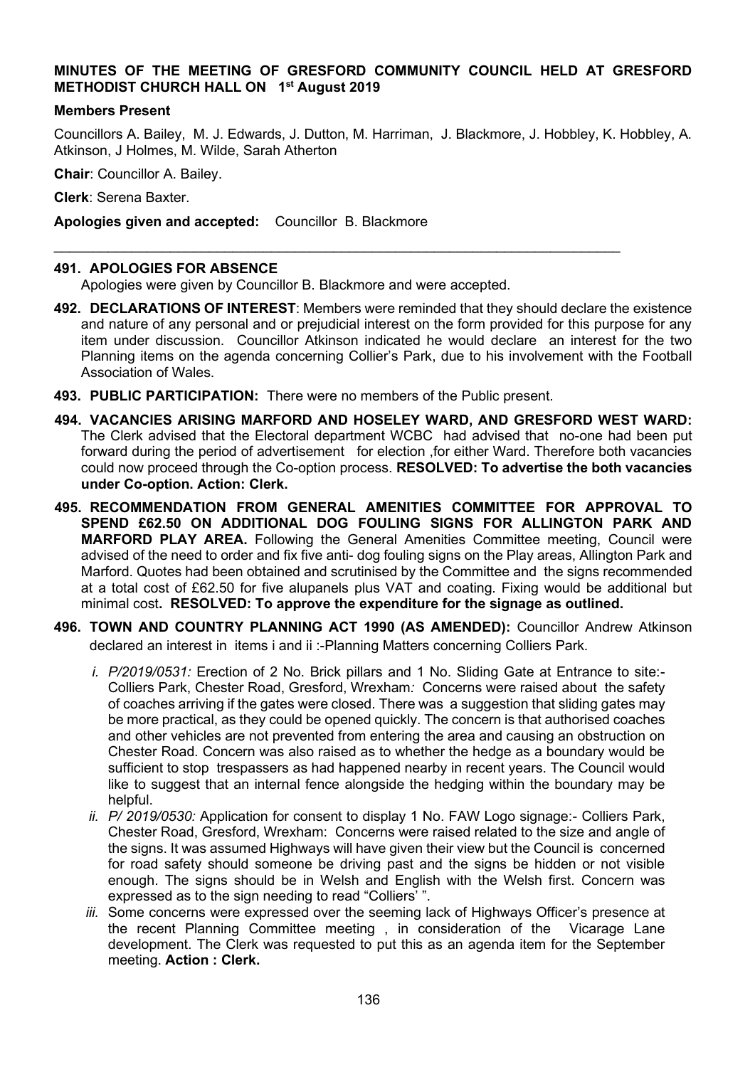**MINUTES OF THE MEETING OF GRESFORD COMMUNITY COUNCIL HELD AT GRESFORD METHODIST CHURCH HALL ON 1st August 2019**

**Members Present**

Councillors A. Bailey, M. J. Edwards, J. Dutton, M. Harriman, J. Blackmore, J. Hobbley, K. Hobbley, A. Atkinson, J Holmes, M. Wilde, Sarah Atherton

**Chair**: Councillor A. Bailey.

**Clerk**: Serena Baxter.

**Apologies given and accepted:** Councillor B. Blackmore

---

**491. APOLOGIES FOR ABSENCE**
Apologies were given by Councillor B. Blackmore and were accepted.

**492. DECLARATIONS OF INTEREST**: Members were reminded that they should declare the existence and nature of any personal and or prejudicial interest on the form provided for this purpose for any item under discussion. Councillor Atkinson indicated he would declare an interest for the two Planning items on the agenda concerning Collier's Park, due to his involvement with the Football Association of Wales.

**493. PUBLIC PARTICIPATION:** There were no members of the Public present.

**494. VACANCIES ARISING MARFORD AND HOSELEY WARD, AND GRESFORD WEST WARD:** The Clerk advised that the Electoral department WCBC had advised that no-one had been put forward during the period of advertisement for election ,for either Ward. Therefore both vacancies could now proceed through the Co-option process. **RESOLVED: To advertise the both vacancies under Co-option. Action: Clerk.**

**495. RECOMMENDATION FROM GENERAL AMENITIES COMMITTEE FOR APPROVAL TO SPEND £62.50 ON ADDITIONAL DOG FOULING SIGNS FOR ALLINGTON PARK AND MARFORD PLAY AREA.** Following the General Amenities Committee meeting, Council were advised of the need to order and fix five anti- dog fouling signs on the Play areas, Allington Park and Marford. Quotes had been obtained and scrutinised by the Committee and the signs recommended at a total cost of £62.50 for five alupanels plus VAT and coating. Fixing would be additional but minimal cost**. RESOLVED: To approve the expenditure for the signage as outlined.**

**496. TOWN AND COUNTRY PLANNING ACT 1990 (AS AMENDED):** Councillor Andrew Atkinson declared an interest in items i and ii :-Planning Matters concerning Colliers Park.

- *i. P/2019/0531:* Erection of 2 No. Brick pillars and 1 No. Sliding Gate at Entrance to site:- Colliers Park, Chester Road, Gresford, Wrexham*:* Concerns were raised about the safety of coaches arriving if the gates were closed. There was a suggestion that sliding gates may be more practical, as they could be opened quickly. The concern is that authorised coaches and other vehicles are not prevented from entering the area and causing an obstruction on Chester Road. Concern was also raised as to whether the hedge as a boundary would be sufficient to stop trespassers as had happened nearby in recent years. The Council would like to suggest that an internal fence alongside the hedging within the boundary may be helpful.
- *ii. P/ 2019/0530:* Application for consent to display 1 No. FAW Logo signage:- Colliers Park, Chester Road, Gresford, Wrexham: Concerns were raised related to the size and angle of the signs. It was assumed Highways will have given their view but the Council is concerned for road safety should someone be driving past and the signs be hidden or not visible enough. The signs should be in Welsh and English with the Welsh first. Concern was expressed as to the sign needing to read "Colliers' ".
- *iii.* Some concerns were expressed over the seeming lack of Highways Officer's presence at the recent Planning Committee meeting , in consideration of the Vicarage Lane development. The Clerk was requested to put this as an agenda item for the September meeting. **Action : Clerk.**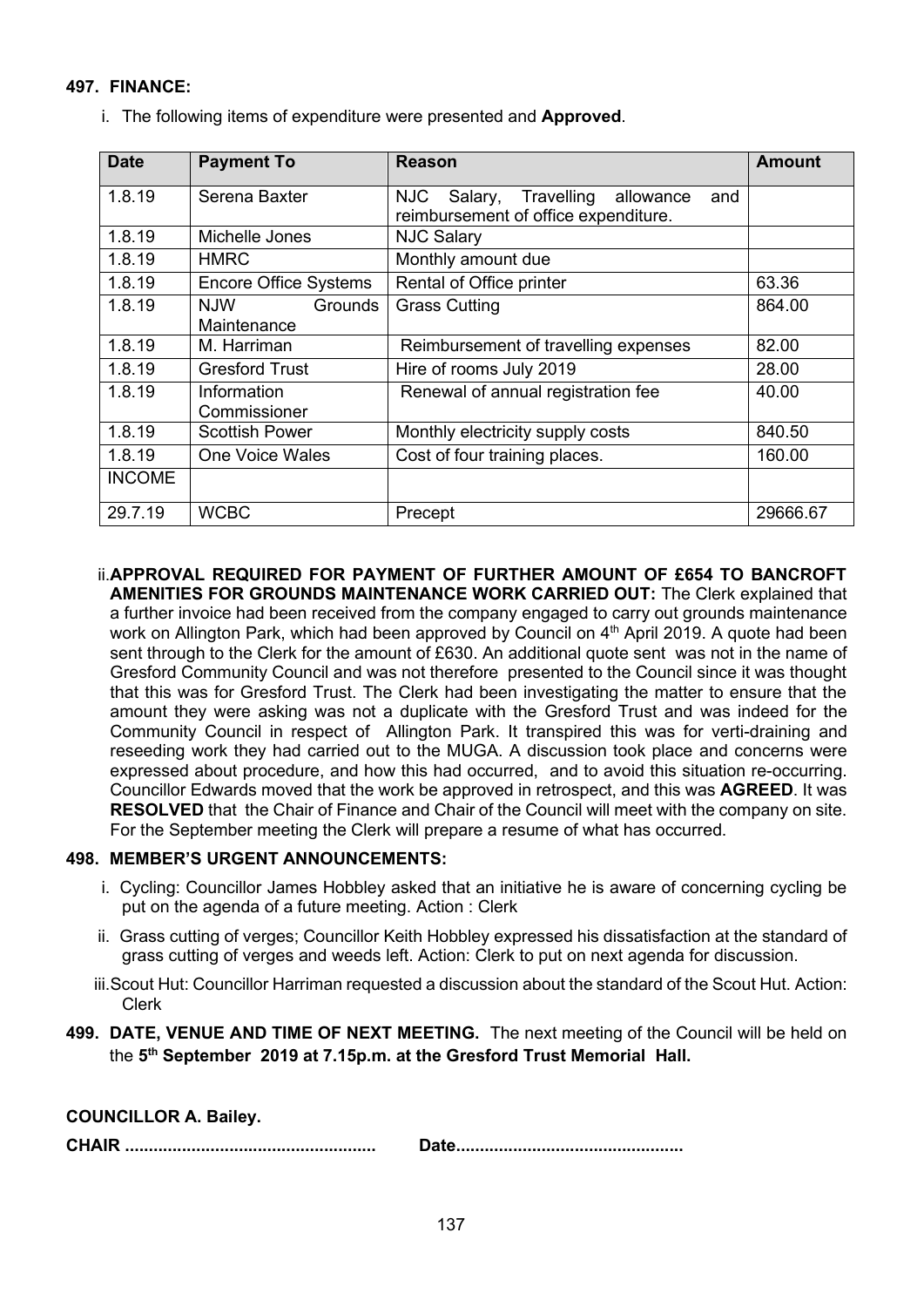**497. FINANCE:**

i. The following items of expenditure were presented and **Approved**.

| Date | Payment To | Reason | Amount |
|---|---|---|---|
| 1.8.19 | Serena Baxter | NJC Salary, Travelling allowance and reimbursement of office expenditure. | |
| 1.8.19 | Michelle Jones | NJC Salary | |
| 1.8.19 | HMRC | Monthly amount due | |
| 1.8.19 | Encore Office Systems | Rental of Office printer | 63.36 |
| 1.8.19 | NJW Grounds Maintenance | Grass Cutting | 864.00 |
| 1.8.19 | M. Harriman | Reimbursement of travelling expenses | 82.00 |
| 1.8.19 | Gresford Trust | Hire of rooms July 2019 | 28.00 |
| 1.8.19 | Information Commissioner | Renewal of annual registration fee | 40.00 |
| 1.8.19 | Scottish Power | Monthly electricity supply costs | 840.50 |
| 1.8.19 | One Voice Wales | Cost of four training places. | 160.00 |
| INCOME | | | |
| 29.7.19 | WCBC | Precept | 29666.67 |

ii. **APPROVAL REQUIRED FOR PAYMENT OF FURTHER AMOUNT OF £654 TO BANCROFT AMENITIES FOR GROUNDS MAINTENANCE WORK CARRIED OUT:** The Clerk explained that a further invoice had been received from the company engaged to carry out grounds maintenance work on Allington Park, which had been approved by Council on 4th April 2019. A quote had been sent through to the Clerk for the amount of £630. An additional quote sent was not in the name of Gresford Community Council and was not therefore presented to the Council since it was thought that this was for Gresford Trust. The Clerk had been investigating the matter to ensure that the amount they were asking was not a duplicate with the Gresford Trust and was indeed for the Community Council in respect of Allington Park. It transpired this was for verti-draining and reseeding work they had carried out to the MUGA. A discussion took place and concerns were expressed about procedure, and how this had occurred, and to avoid this situation re-occurring. Councillor Edwards moved that the work be approved in retrospect, and this was **AGREED**. It was **RESOLVED** that the Chair of Finance and Chair of the Council will meet with the company on site. For the September meeting the Clerk will prepare a resume of what has occurred.

**498. MEMBER'S URGENT ANNOUNCEMENTS:**

i. Cycling: Councillor James Hobbley asked that an initiative he is aware of concerning cycling be put on the agenda of a future meeting. Action : Clerk

ii. Grass cutting of verges; Councillor Keith Hobbley expressed his dissatisfaction at the standard of grass cutting of verges and weeds left. Action: Clerk to put on next agenda for discussion.

iii. Scout Hut: Councillor Harriman requested a discussion about the standard of the Scout Hut. Action: Clerk

**499. DATE, VENUE AND TIME OF NEXT MEETING.** The next meeting of the Council will be held on the **5th September 2019 at 7.15p.m. at the Gresford Trust Memorial Hall.**

**COUNCILLOR A. Bailey.**

**CHAIR ....................................................** **Date...............................................**